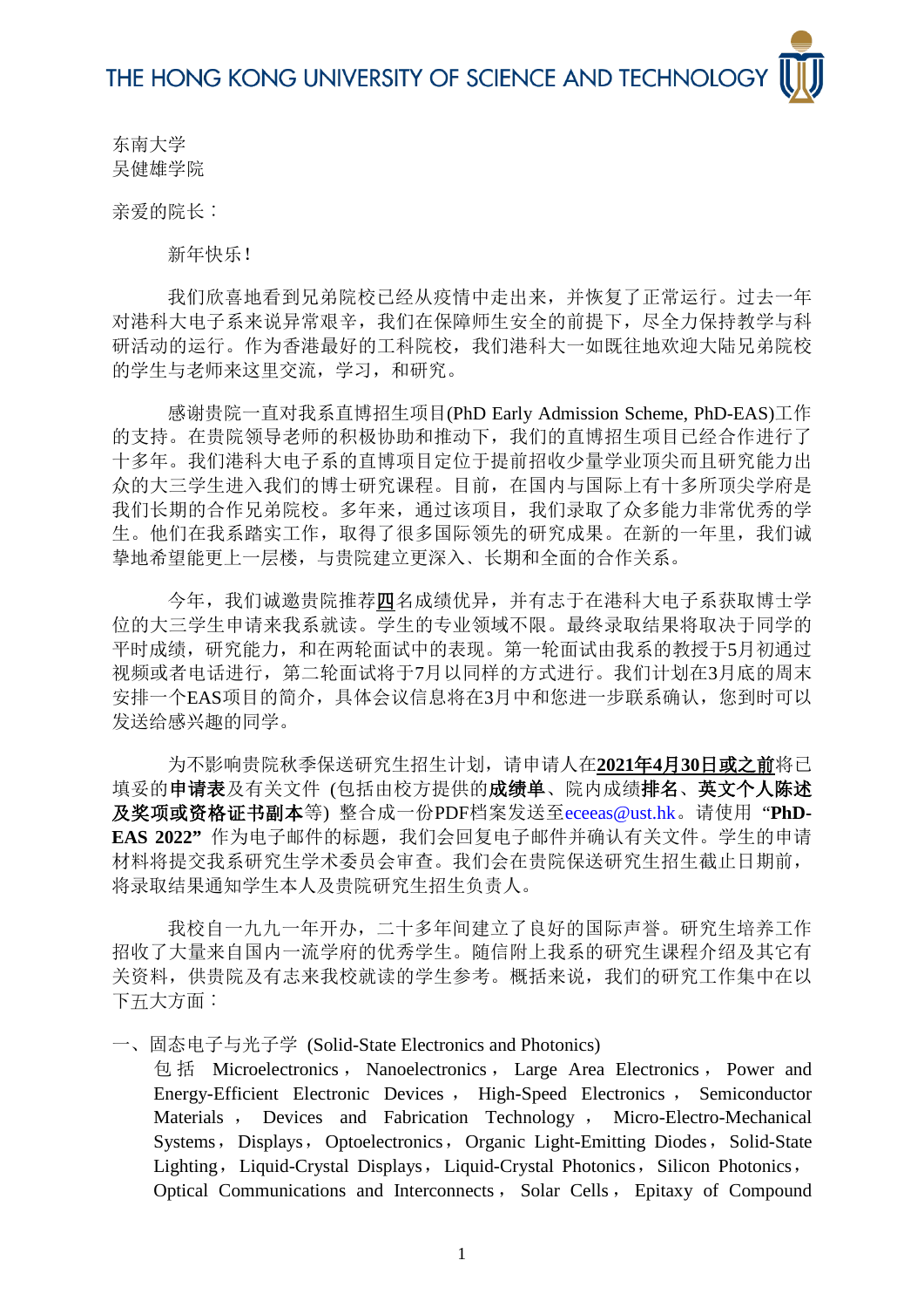# THE HONG KONG UNIVERSITY OF SCIENCE AND TECHNOLOGY

东南大学
吴健雄学院

亲爱的院长：

新年快乐！

我们欣喜地看到兄弟院校已经从疫情中走出来，并恢复了正常运行。过去一年对港科大电子系来说异常艰辛，我们在保障师生安全的前提下，尽全力保持教学与科研活动的运行。作为香港最好的工科院校，我们港科大一如既往地欢迎大陆兄弟院校的学生与老师来这里交流，学习，和研究。

感谢贵院一直对我系直博招生项目(PhD Early Admission Scheme, PhD-EAS)工作的支持。在贵院领导老师的积极协助和推动下，我们的直博招生项目已经合作进行了十多年。我们港科大电子系的直博项目定位于提前招收少量学业顶尖而且研究能力出众的大三学生进入我们的博士研究课程。目前，在国内与国际上有十多所顶尖学府是我们长期的合作兄弟院校。多年来，通过该项目，我们录取了众多能力非常优秀的学生。他们在我系踏实工作，取得了很多国际领先的研究成果。在新的一年里，我们诚挚地希望能更上一层楼，与贵院建立更深入、长期和全面的合作关系。

今年，我们诚邀贵院推荐**四**名成绩优异，并有志于在港科大电子系获取博士学位的大三学生申请来我系就读。学生的专业领域不限。最终录取结果将取决于同学的平时成绩，研究能力，和在两轮面试中的表现。第一轮面试由我系的教授于5月初通过视频或者电话进行，第二轮面试将于7月以同样的方式进行。我们计划在3月底的周末安排一个EAS项目的简介，具体会议信息将在3月中和您进一步联系确认，您到时可以发送给感兴趣的同学。

为不影响贵院秋季保送研究生招生计划，请申请人在**2021年4月30日或之前**将已填妥的**申请表**及有关文件 (包括由校方提供的**成绩单**、院内成绩**排名**、**英文个人陈述及奖项或资格证书副本**等) 整合成一份PDF档案发送至eceeas@ust.hk。请使用 **"PhD-EAS 2022"** 作为电子邮件的标题，我们会回复电子邮件并确认有关文件。学生的申请材料将提交我系研究生学术委员会审查。我们会在贵院保送研究生招生截止日期前，将录取结果通知学生本人及贵院研究生招生负责人。

我校自一九九一年开办，二十多年间建立了良好的国际声誉。研究生培养工作招收了大量来自国内一流学府的优秀学生。随信附上我系的研究生课程介绍及其它有关资料，供贵院及有志来我校就读的学生参考。概括来说，我们的研究工作集中在以下五大方面：

一、固态电子与光子学 (Solid-State Electronics and Photonics)
包括 Microelectronics，Nanoelectronics，Large Area Electronics，Power and Energy-Efficient Electronic Devices，High-Speed Electronics，Semiconductor Materials，Devices and Fabrication Technology，Micro-Electro-Mechanical Systems，Displays，Optoelectronics，Organic Light-Emitting Diodes，Solid-State Lighting，Liquid-Crystal Displays，Liquid-Crystal Photonics，Silicon Photonics，Optical Communications and Interconnects，Solar Cells，Epitaxy of Compound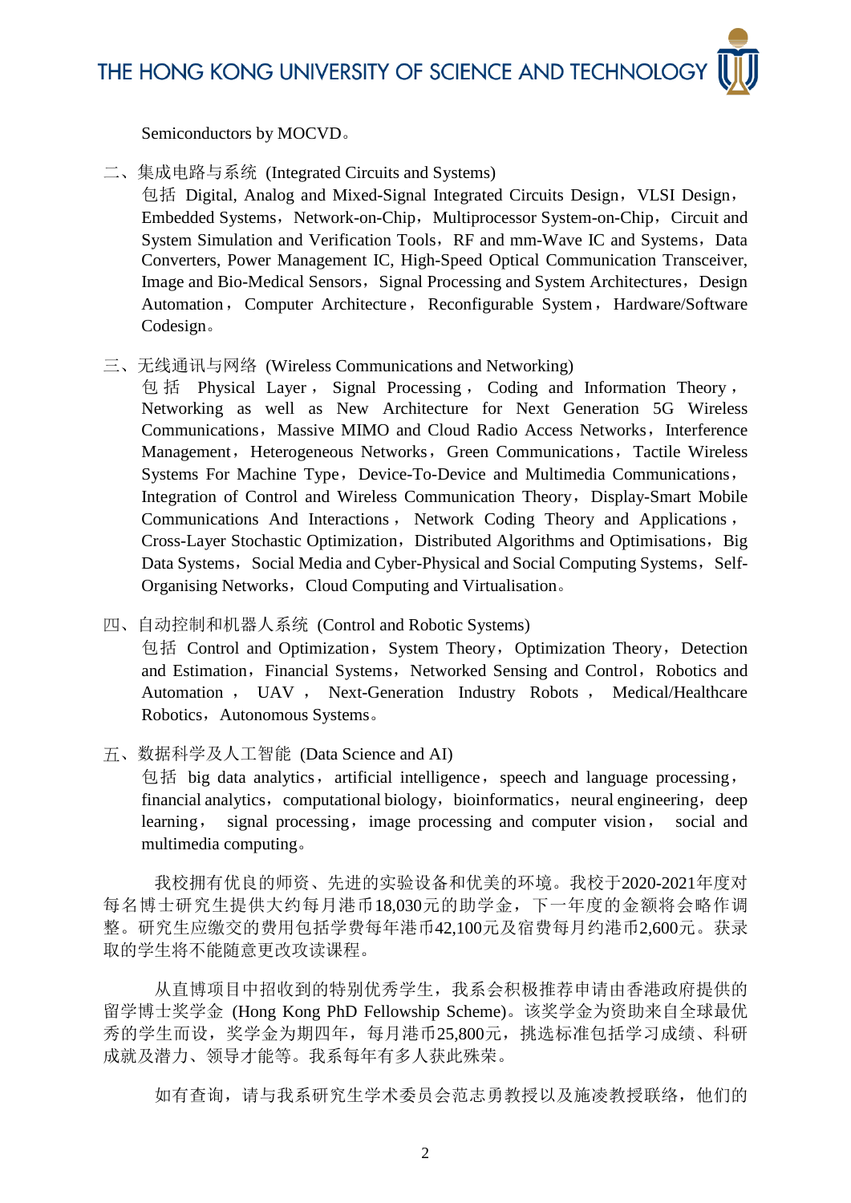Semiconductors by MOCVD。

二、集成电路与系统 (Integrated Circuits and Systems)

包括 Digital, Analog and Mixed-Signal Integrated Circuits Design，VLSI Design，Embedded Systems，Network-on-Chip，Multiprocessor System-on-Chip，Circuit and System Simulation and Verification Tools，RF and mm-Wave IC and Systems，Data Converters, Power Management IC, High-Speed Optical Communication Transceiver, Image and Bio-Medical Sensors，Signal Processing and System Architectures，Design Automation，Computer Architecture，Reconfigurable System，Hardware/Software Codesign。

三、无线通讯与网络 (Wireless Communications and Networking)

包括 Physical Layer，Signal Processing，Coding and Information Theory，Networking as well as New Architecture for Next Generation 5G Wireless Communications，Massive MIMO and Cloud Radio Access Networks，Interference Management，Heterogeneous Networks，Green Communications，Tactile Wireless Systems For Machine Type，Device-To-Device and Multimedia Communications，Integration of Control and Wireless Communication Theory，Display-Smart Mobile Communications And Interactions，Network Coding Theory and Applications，Cross-Layer Stochastic Optimization，Distributed Algorithms and Optimisations，Big Data Systems，Social Media and Cyber-Physical and Social Computing Systems，Self-Organising Networks，Cloud Computing and Virtualisation。

四、自动控制和机器人系统 (Control and Robotic Systems)

包括 Control and Optimization，System Theory，Optimization Theory，Detection and Estimation，Financial Systems，Networked Sensing and Control，Robotics and Automation，UAV，Next-Generation Industry Robots，Medical/Healthcare Robotics，Autonomous Systems。

五、数据科学及人工智能 (Data Science and AI)

包括 big data analytics，artificial intelligence，speech and language processing，financial analytics，computational biology，bioinformatics，neural engineering，deep learning，signal processing，image processing and computer vision，social and multimedia computing。

我校拥有优良的师资、先进的实验设备和优美的环境。我校于2020-2021年度对每名博士研究生提供大约每月港币18,030元的助学金，下一年度的金额将会略作调整。研究生应缴交的费用包括学费每年港币42,100元及宿费每月约港币2,600元。获录取的学生将不能随意更改攻读课程。

从直博项目中招收到的特别优秀学生，我系会积极推荐申请由香港政府提供的留学博士奖学金 (Hong Kong PhD Fellowship Scheme)。该奖学金为资助来自全球最优秀的学生而设，奖学金为期四年，每月港币25,800元，挑选标准包括学习成绩、科研成就及潜力、领导才能等。我系每年有多人获此殊荣。

如有查询，请与我系研究生学术委员会范志勇教授以及施凌教授联络，他们的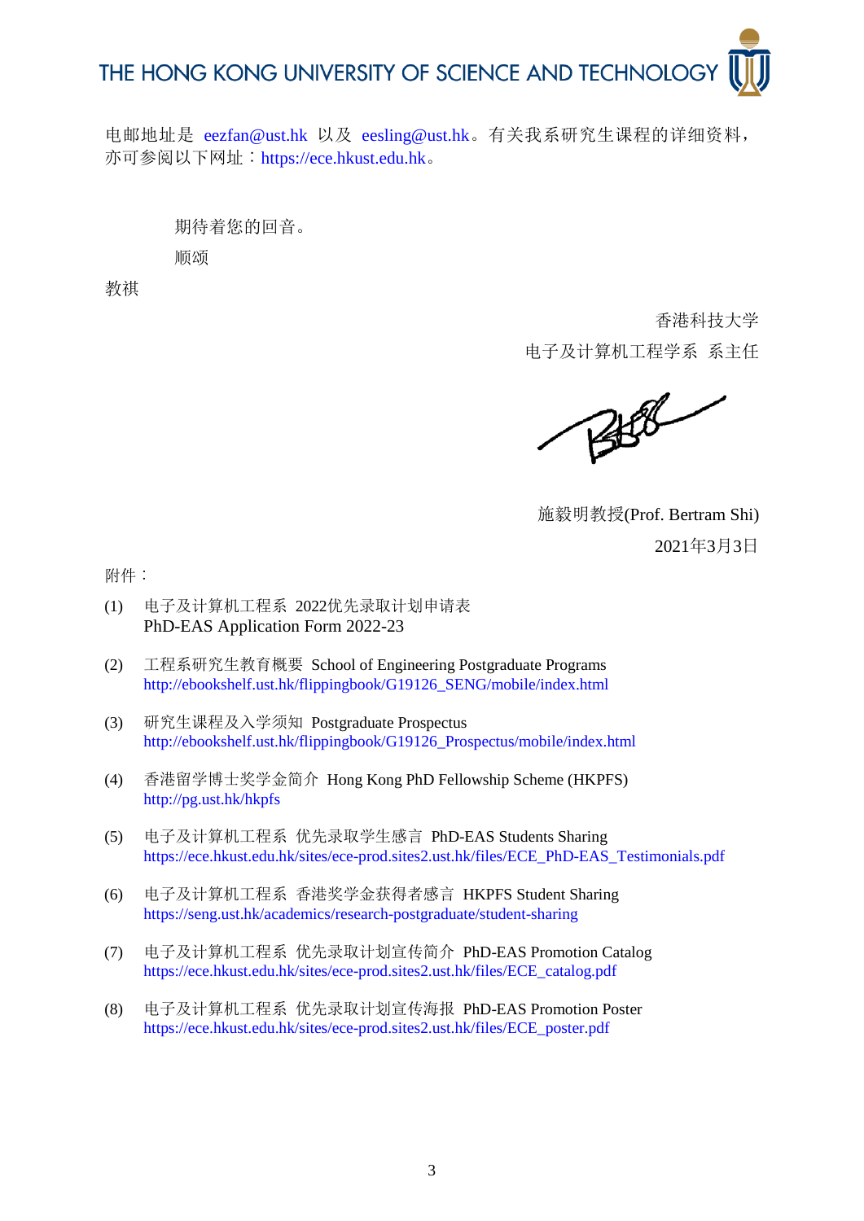电邮地址是 eezfan@ust.hk 以及 eesling@ust.hk。有关我系研究生课程的详细资料，亦可参阅以下网址：https://ece.hkust.edu.hk。

期待着您的回音。

顺颂

教祺

香港科技大学

电子及计算机工程学系 系主任

施毅明教授(Prof. Bertram Shi)

2021年3月3日

附件：

(1) 电子及计算机工程系 2022优先录取计划申请表
PhD-EAS Application Form 2022-23

(2) 工程系研究生教育概要 School of Engineering Postgraduate Programs
http://ebookshelf.ust.hk/flippingbook/G19126_SENG/mobile/index.html

(3) 研究生课程及入学须知 Postgraduate Prospectus
http://ebookshelf.ust.hk/flippingbook/G19126_Prospectus/mobile/index.html

(4) 香港留学博士奖学金简介 Hong Kong PhD Fellowship Scheme (HKPFS)
http://pg.ust.hk/hkpfs

(5) 电子及计算机工程系 优先录取学生感言 PhD-EAS Students Sharing
https://ece.hkust.edu.hk/sites/ece-prod.sites2.ust.hk/files/ECE_PhD-EAS_Testimonials.pdf

(6) 电子及计算机工程系 香港奖学金获得者感言 HKPFS Student Sharing
https://seng.ust.hk/academics/research-postgraduate/student-sharing

(7) 电子及计算机工程系 优先录取计划宣传简介 PhD-EAS Promotion Catalog
https://ece.hkust.edu.hk/sites/ece-prod.sites2.ust.hk/files/ECE_catalog.pdf

(8) 电子及计算机工程系 优先录取计划宣传海报 PhD-EAS Promotion Poster
https://ece.hkust.edu.hk/sites/ece-prod.sites2.ust.hk/files/ECE_poster.pdf